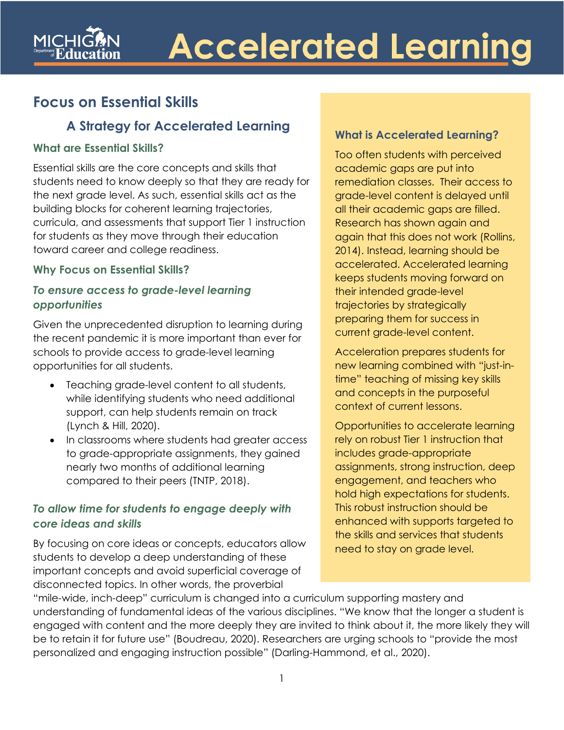# Accelerated Learning

## Focus on Essential Skills

### A Strategy for Accelerated Learning

### What are Essential Skills?

Essential skills are the core concepts and skills that students need to know deeply so that they are ready for the next grade level. As such, essential skills act as the building blocks for coherent learning trajectories, curricula, and assessments that support Tier 1 instruction for students as they move through their education toward career and college readiness.

### Why Focus on Essential Skills?

#### *To ensure access to grade-level learning opportunities*

Given the unprecedented disruption to learning during the recent pandemic it is more important than ever for schools to provide access to grade-level learning opportunities for all students.

- Teaching grade-level content to all students, while identifying students who need additional support, can help students remain on track (Lynch & Hill, 2020).
- In classrooms where students had greater access to grade-appropriate assignments, they gained nearly two months of additional learning compared to their peers (TNTP, 2018).

#### *To allow time for students to engage deeply with core ideas and skills*

By focusing on core ideas or concepts, educators allow students to develop a deep understanding of these important concepts and avoid superficial coverage of disconnected topics. In other words, the proverbial "mile-wide, inch-deep" curriculum is changed into a curriculum supporting mastery and understanding of fundamental ideas of the various disciplines. "We know that the longer a student is engaged with content and the more deeply they are invited to think about it, the more likely they will be to retain it for future use" (Boudreau, 2020). Researchers are urging schools to "provide the most personalized and engaging instruction possible" (Darling-Hammond, et al., 2020).

### What is Accelerated Learning?

Too often students with perceived academic gaps are put into remediation classes. Their access to grade-level content is delayed until all their academic gaps are filled. Research has shown again and again that this does not work (Rollins, 2014). Instead, learning should be accelerated. Accelerated learning keeps students moving forward on their intended grade-level trajectories by strategically preparing them for success in current grade-level content.

Acceleration prepares students for new learning combined with "just-in-time" teaching of missing key skills and concepts in the purposeful context of current lessons.

Opportunities to accelerate learning rely on robust Tier 1 instruction that includes grade-appropriate assignments, strong instruction, deep engagement, and teachers who hold high expectations for students. This robust instruction should be enhanced with supports targeted to the skills and services that students need to stay on grade level.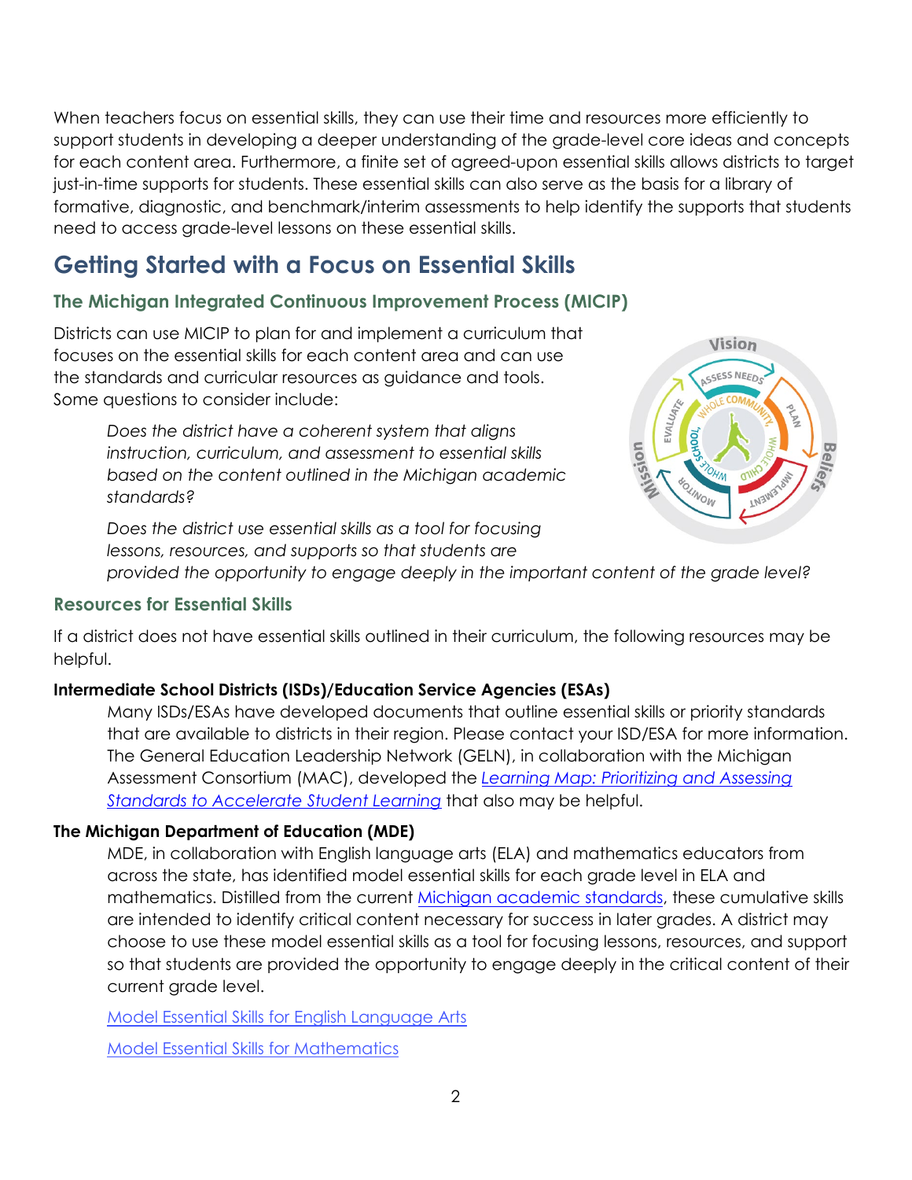When teachers focus on essential skills, they can use their time and resources more efficiently to support students in developing a deeper understanding of the grade-level core ideas and concepts for each content area. Furthermore, a finite set of agreed-upon essential skills allows districts to target just-in-time supports for students. These essential skills can also serve as the basis for a library of formative, diagnostic, and benchmark/interim assessments to help identify the supports that students need to access grade-level lessons on these essential skills.

## Getting Started with a Focus on Essential Skills

### The Michigan Integrated Continuous Improvement Process (MICIP)

Districts can use MICIP to plan for and implement a curriculum that focuses on the essential skills for each content area and can use the standards and curricular resources as guidance and tools. Some questions to consider include:

> *Does the district have a coherent system that aligns instruction, curriculum, and assessment to essential skills based on the content outlined in the Michigan academic standards?*
>
> *Does the district use essential skills as a tool for focusing lessons, resources, and supports so that students are provided the opportunity to engage deeply in the important content of the grade level?*

### Resources for Essential Skills

If a district does not have essential skills outlined in their curriculum, the following resources may be helpful.

**Intermediate School Districts (ISDs)/Education Service Agencies (ESAs)**

Many ISDs/ESAs have developed documents that outline essential skills or priority standards that are available to districts in their region. Please contact your ISD/ESA for more information. The General Education Leadership Network (GELN), in collaboration with the Michigan Assessment Consortium (MAC), developed the *Learning Map: Prioritizing and Assessing Standards to Accelerate Student Learning* that also may be helpful.

**The Michigan Department of Education (MDE)**

MDE, in collaboration with English language arts (ELA) and mathematics educators from across the state, has identified model essential skills for each grade level in ELA and mathematics. Distilled from the current Michigan academic standards, these cumulative skills are intended to identify critical content necessary for success in later grades. A district may choose to use these model essential skills as a tool for focusing lessons, resources, and support so that students are provided the opportunity to engage deeply in the critical content of their current grade level.

Model Essential Skills for English Language Arts

Model Essential Skills for Mathematics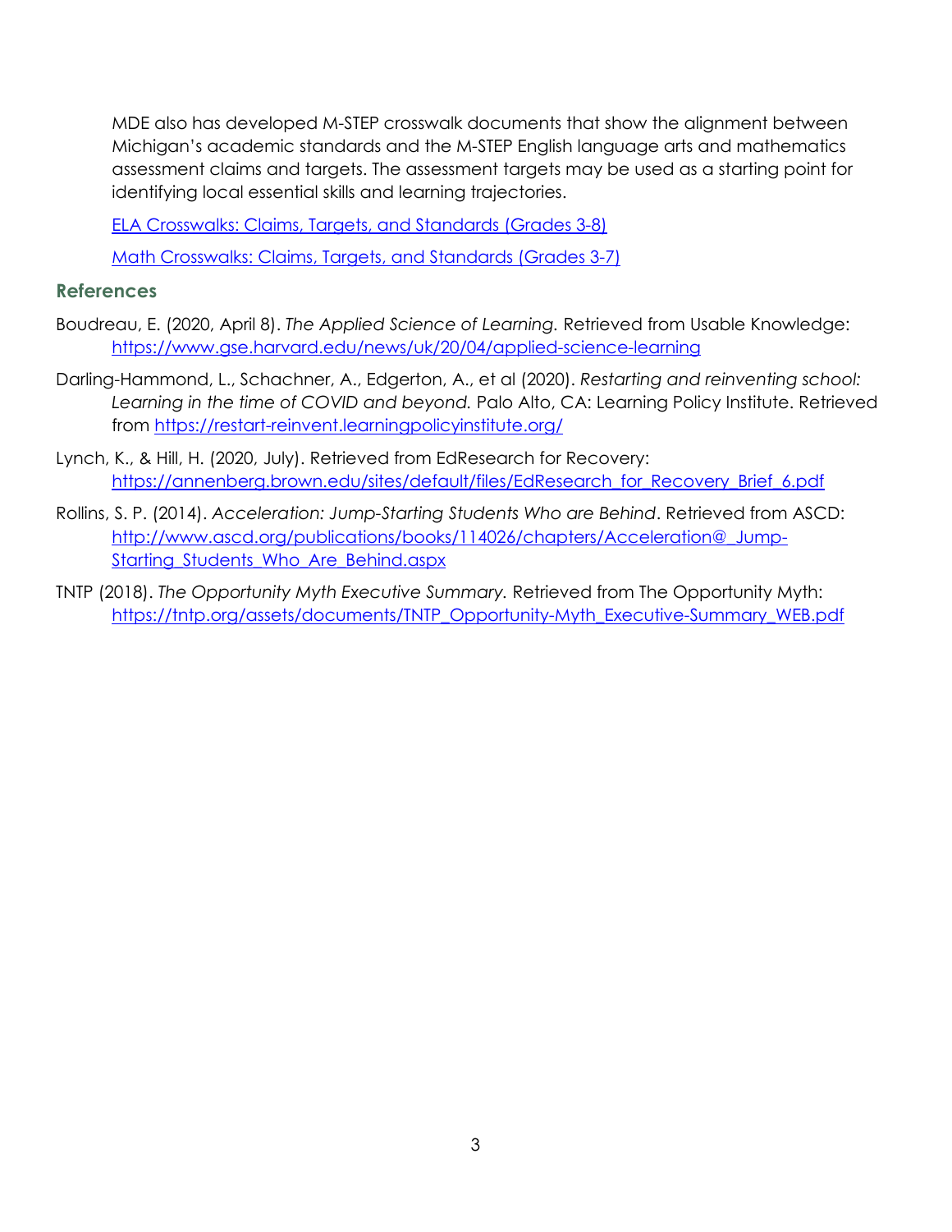MDE also has developed M-STEP crosswalk documents that show the alignment between Michigan's academic standards and the M-STEP English language arts and mathematics assessment claims and targets. The assessment targets may be used as a starting point for identifying local essential skills and learning trajectories.

ELA Crosswalks: Claims, Targets, and Standards (Grades 3-8)

Math Crosswalks: Claims, Targets, and Standards (Grades 3-7)

## References

Boudreau, E. (2020, April 8). *The Applied Science of Learning.* Retrieved from Usable Knowledge: https://www.gse.harvard.edu/news/uk/20/04/applied-science-learning

Darling-Hammond, L., Schachner, A., Edgerton, A., et al (2020). *Restarting and reinventing school: Learning in the time of COVID and beyond.* Palo Alto, CA: Learning Policy Institute. Retrieved from https://restart-reinvent.learningpolicyinstitute.org/

Lynch, K., & Hill, H. (2020, July). Retrieved from EdResearch for Recovery: https://annenberg.brown.edu/sites/default/files/EdResearch_for_Recovery_Brief_6.pdf

Rollins, S. P. (2014). *Acceleration: Jump-Starting Students Who are Behind*. Retrieved from ASCD: http://www.ascd.org/publications/books/114026/chapters/Acceleration@_Jump-Starting_Students_Who_Are_Behind.aspx

TNTP (2018). *The Opportunity Myth Executive Summary.* Retrieved from The Opportunity Myth: https://tntp.org/assets/documents/TNTP_Opportunity-Myth_Executive-Summary_WEB.pdf